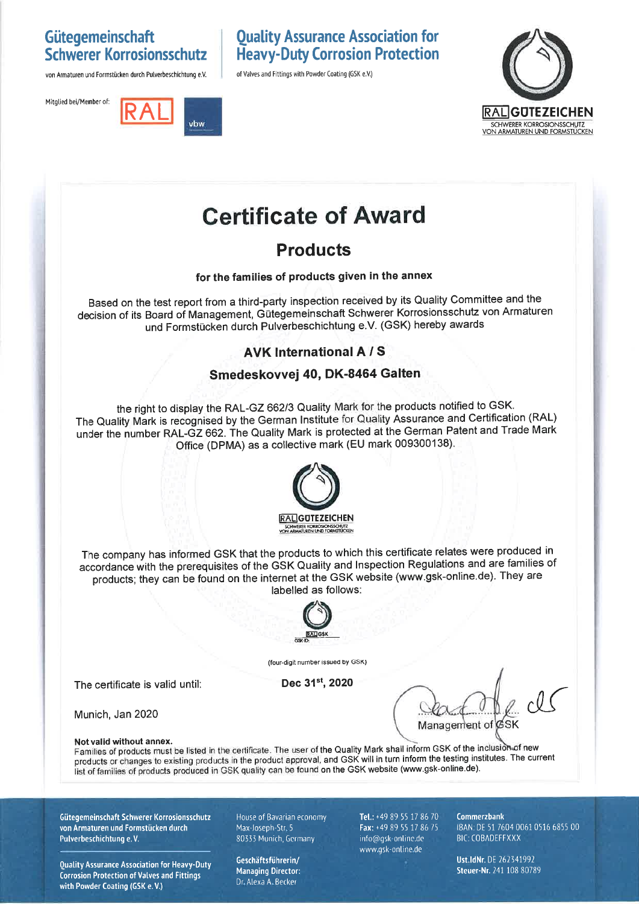**Gütegemeinschaft Schwerer Korrosionsschutz**

von Armaturen und Formstücken durch Pulverbeschichtung e.V.

**Quality Assurance Association for Heavy-Duty Corrosion Protection**

of Valves and Fittings with Powder Coating (GSK e.V.)

Mitglied bei/Member of: RAL vbw

RAL GÜTEZEICHEN
SCHWERER KORROSIONSSCHUTZ
VON ARMATUREN UND FORMSTÜCKEN

# Certificate of Award

## Products

**for the families of products given in the annex**

Based on the test report from a third-party inspection received by its Quality Committee and the decision of its Board of Management, Gütegemeinschaft Schwerer Korrosionsschutz von Armaturen und Formstücken durch Pulverbeschichtung e.V. (GSK) hereby awards

**AVK International A / S**

**Smedeskovvej 40, DK-8464 Galten**

the right to display the RAL-GZ 662/3 Quality Mark for the products notified to GSK. The Quality Mark is recognised by the German Institute for Quality Assurance and Certification (RAL) under the number RAL-GZ 662. The Quality Mark is protected at the German Patent and Trade Mark Office (DPMA) as a collective mark (EU mark 009300138).

RAL GÜTEZEICHEN
SCHWERER KORROSIONSSCHUTZ
VON ARMATUREN UND FORMSTÜCKEN

The company has informed GSK that the products to which this certificate relates were produced in accordance with the prerequisites of the GSK Quality and Inspection Regulations and are families of products; they can be found on the internet at the GSK website (www.gsk-online.de). They are labelled as follows:

RAL GSK
GSK-ID:

(four-digit number issued by GSK)

The certificate is valid until: **Dec 31st, 2020**

Munich, Jan 2020

Management of GSK

**Not valid without annex.**
Families of products must be listed in the certificate. The user of the Quality Mark shall inform GSK of the inclusion of new products or changes to existing products in the product approval, and GSK will in turn inform the testing institutes. The current list of families of products produced in GSK quality can be found on the GSK website (www.gsk-online.de).

**Gütegemeinschaft Schwerer Korrosionsschutz von Armaturen und Formstücken durch Pulverbeschichtung e.V.**

**Quality Assurance Association for Heavy-Duty Corrosion Protection of Valves and Fittings with Powder Coating (GSK e.V.)**

House of Bavarian economy
Max-Joseph-Str. 5
80333 Munich, Germany

**Geschäftsführerin/ Managing Director:**
Dr. Alexa A. Becker

**Tel.:** +49 89 55 17 86 70
**Fax:** +49 89 55 17 86 75
info@gsk-online.de
www.gsk-online.de

**Commerzbank**
IBAN: DE 51 7604 0061 0516 6855 00
BIC: COBADEFFXXX

**Ust.IdNr.** DE 262341992
**Steuer-Nr.** 241 108 80789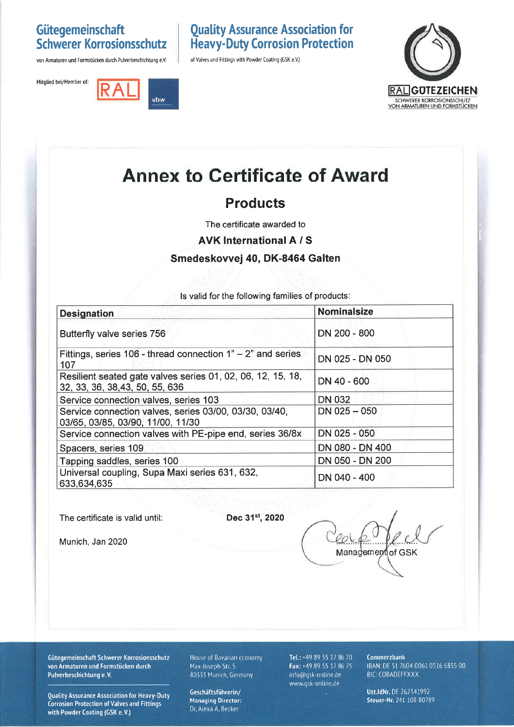Gütegemeinschaft Schwerer Korrosionsschutz

von Armaturen und Formstücken durch Pulverbeschichtung e.V.

Quality Assurance Association for Heavy-Duty Corrosion Protection

of Valves and Fittings with Powder Coating (GSK e.V.)

Mitglied bei/Member of: RAL vbw

RAL GÜTEZEICHEN SCHWERER KORROSIONSSCHUTZ VON ARMATUREN UND FORMSTÜCKEN

# Annex to Certificate of Award

## Products

The certificate awarded to

**AVK International A / S**

**Smedeskovvej 40, DK-8464 Galten**

Is valid for the following families of products:

| Designation | Nominalsize |
|---|---|
| Butterfly valve series 756 | DN 200 - 800 |
| Fittings, series 106 - thread connection 1" – 2" and series 107 | DN 025 - DN 050 |
| Resilient seated gate valves series 01, 02, 06, 12, 15, 18, 32, 33, 36, 38,43, 50, 55, 636 | DN 40 - 600 |
| Service connection valves, series 103 | DN 032 |
| Service connection valves, series 03/00, 03/30, 03/40, 03/65, 03/85, 03/90, 11/00, 11/30 | DN 025 – 050 |
| Service connection valves with PE-pipe end, series 36/8x | DN 025 - 050 |
| Spacers, series 109 | DN 080 - DN 400 |
| Tapping saddles, series 100 | DN 050 - DN 200 |
| Universal coupling, Supa Maxi series 631, 632, 633,634,635 | DN 040 - 400 |

The certificate is valid until: **Dec 31st, 2020**

Munich, Jan 2020

Management of GSK

Gütegemeinschaft Schwerer Korrosionsschutz von Armaturen und Formstücken durch Pulverbeschichtung e. V.

Quality Assurance Association for Heavy-Duty Corrosion Protection of Valves and Fittings with Powder Coating (GSK e. V.)

House of Bavarian economy
Max-Joseph-Str. 5
80333 Munich, Germany

Geschäftsführerin/ Managing Director: Dr. Alexa A. Becker

Tel.: +49 89 55 17 86 70
Fax: +49 89 55 17 86 75
info@gsk-online.de
www.gsk-online.de

Commerzbank
IBAN: DE 51 7604 0061 0516 6855 00
BIC: COBADEFFXXX

Ust.IdNr. DE 262341992
Steuer-Nr. 241 108 80789